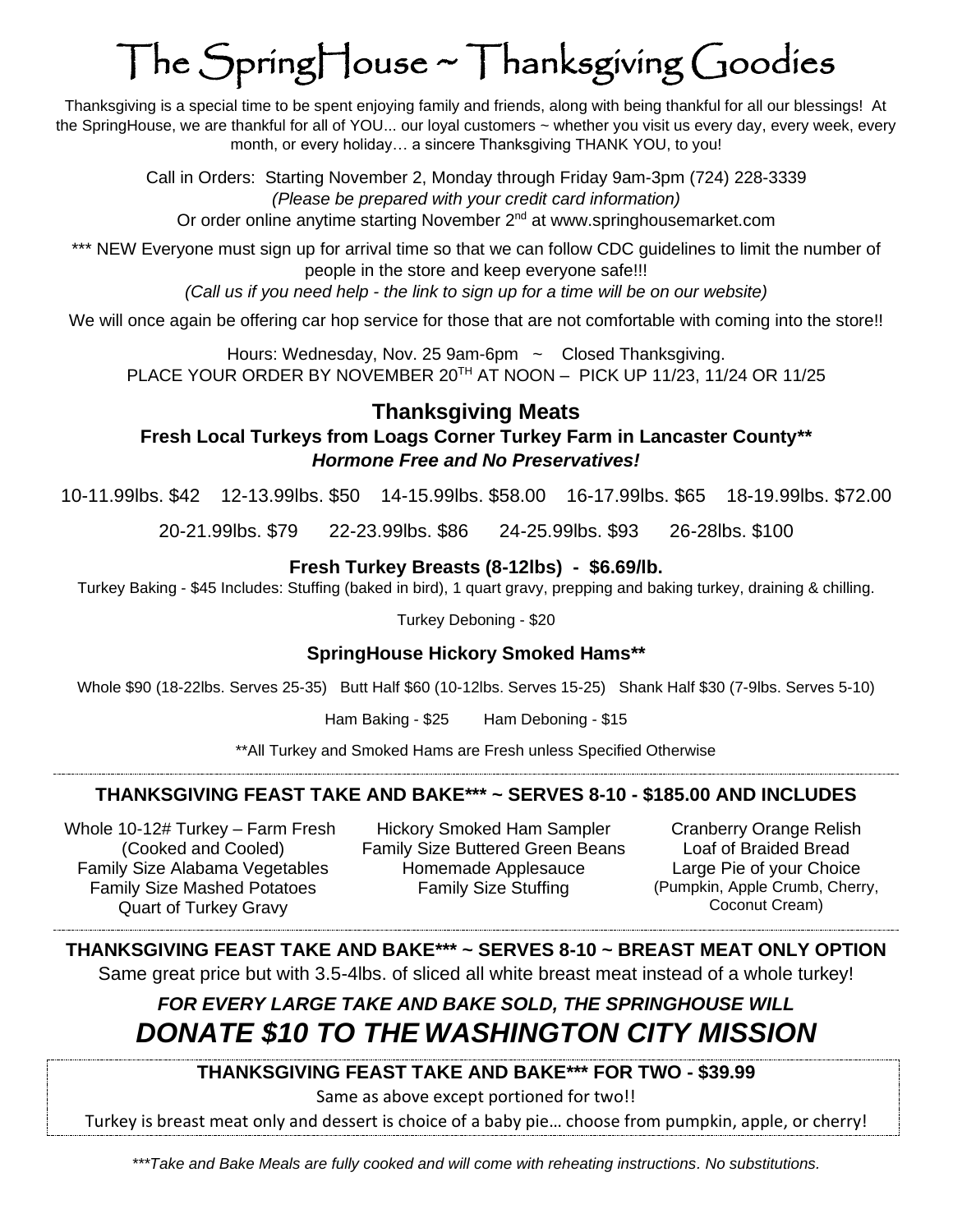# The SpringHouse ~ Thanksgiving Goodies

Thanksgiving is a special time to be spent enjoying family and friends, along with being thankful for all our blessings! At the SpringHouse, we are thankful for all of YOU... our loyal customers ~ whether you visit us every day, every week, every month, or every holiday… a sincere Thanksgiving THANK YOU, to you!

Call in Orders: Starting November 2, Monday through Friday 9am-3pm (724) 228-3339
*(Please be prepared with your credit card information)*
Or order online anytime starting November 2nd at www.springhousemarket.com

*** NEW Everyone must sign up for arrival time so that we can follow CDC guidelines to limit the number of people in the store and keep everyone safe!!!
*(Call us if you need help - the link to sign up for a time will be on our website)*

We will once again be offering car hop service for those that are not comfortable with coming into the store!!

Hours: Wednesday, Nov. 25 9am-6pm ~ Closed Thanksgiving.
PLACE YOUR ORDER BY NOVEMBER 20TH AT NOON – PICK UP 11/23, 11/24 OR 11/25

## Thanksgiving Meats

**Fresh Local Turkeys from Loags Corner Turkey Farm in Lancaster County****
***Hormone Free and No Preservatives!***

10-11.99lbs. $42 12-13.99lbs. $50 14-15.99lbs. $58.00 16-17.99lbs. $65 18-19.99lbs. $72.00

20-21.99lbs. $79 22-23.99lbs. $86 24-25.99lbs. $93 26-28lbs. $100

**Fresh Turkey Breasts (8-12lbs) - $6.69/lb.**

Turkey Baking - $45 Includes: Stuffing (baked in bird), 1 quart gravy, prepping and baking turkey, draining & chilling.

Turkey Deboning - $20

**SpringHouse Hickory Smoked Hams****

Whole $90 (18-22lbs. Serves 25-35) Butt Half $60 (10-12lbs. Serves 15-25) Shank Half $30 (7-9lbs. Serves 5-10)

Ham Baking - $25 Ham Deboning - $15

**All Turkey and Smoked Hams are Fresh unless Specified Otherwise

---

**THANKSGIVING FEAST TAKE AND BAKE*** ~ SERVES 8-10 - $185.00 AND INCLUDES**

Whole 10-12# Turkey – Farm Fresh (Cooked and Cooled)
Family Size Alabama Vegetables
Family Size Mashed Potatoes
Quart of Turkey Gravy
Hickory Smoked Ham Sampler
Family Size Buttered Green Beans
Homemade Applesauce
Family Size Stuffing
Cranberry Orange Relish
Loaf of Braided Bread
Large Pie of your Choice (Pumpkin, Apple Crumb, Cherry, Coconut Cream)

---

**THANKSGIVING FEAST TAKE AND BAKE*** ~ SERVES 8-10 ~ BREAST MEAT ONLY OPTION**

Same great price but with 3.5-4lbs. of sliced all white breast meat instead of a whole turkey!

***FOR EVERY LARGE TAKE AND BAKE SOLD, THE SPRINGHOUSE WILL***
***DONATE $10 TO THE WASHINGTON CITY MISSION***

---

**THANKSGIVING FEAST TAKE AND BAKE*** FOR TWO - $39.99**

Same as above except portioned for two!!

Turkey is breast meat only and dessert is choice of a baby pie… choose from pumpkin, apple, or cherry!

*\*\*\*Take and Bake Meals are fully cooked and will come with reheating instructions. No substitutions.*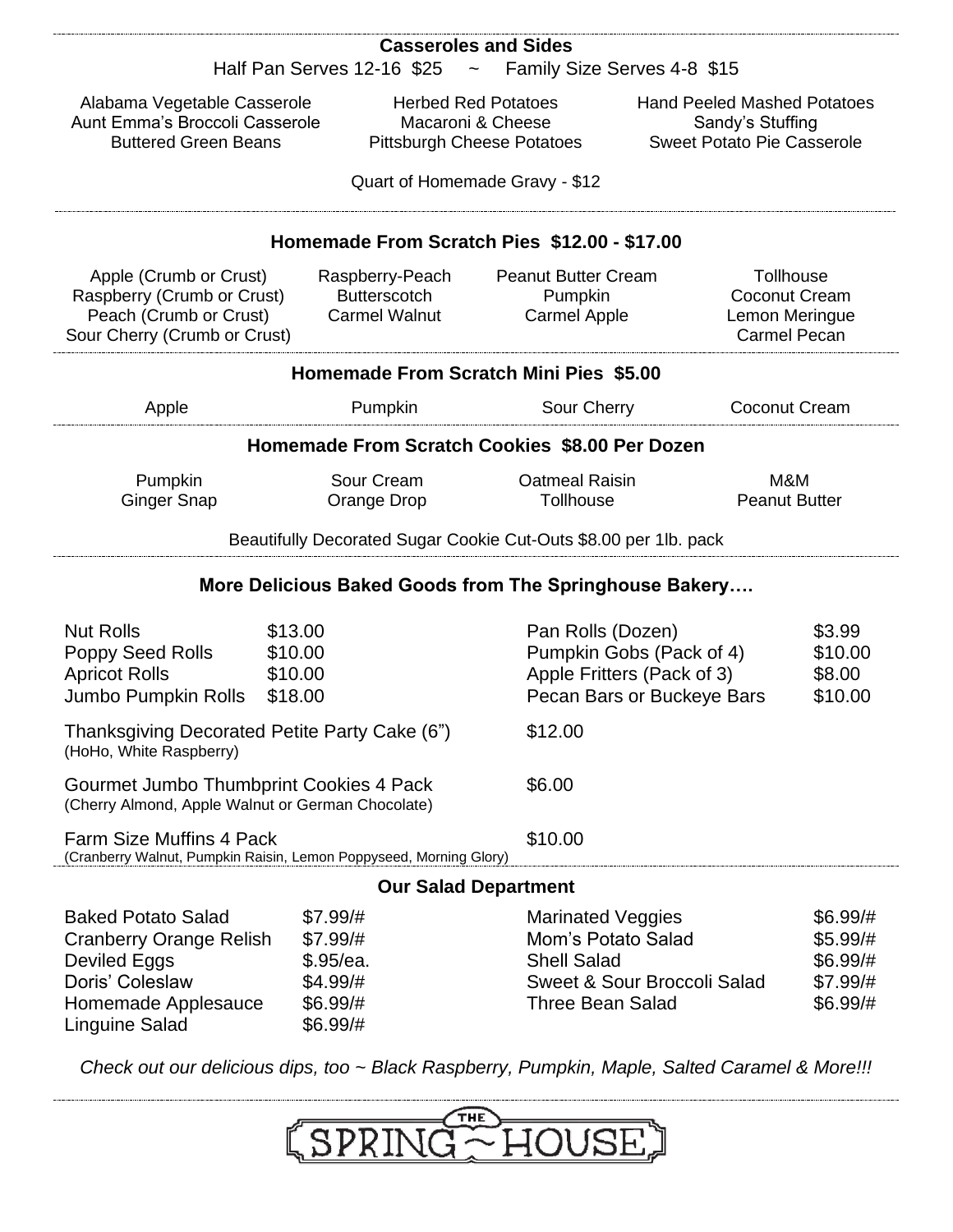## Casseroles and Sides

Half Pan Serves 12-16 $25 ~ Family Size Serves 4-8 $15

| | | |
|---|---|---|
| Alabama Vegetable Casserole | Herbed Red Potatoes | Hand Peeled Mashed Potatoes |
| Aunt Emma's Broccoli Casserole | Macaroni & Cheese | Sandy's Stuffing |
| Buttered Green Beans | Pittsburgh Cheese Potatoes | Sweet Potato Pie Casserole |

Quart of Homemade Gravy - $12

## Homemade From Scratch Pies $12.00 - $17.00

| | | | |
|---|---|---|---|
| Apple (Crumb or Crust) | Raspberry-Peach | Peanut Butter Cream | Tollhouse |
| Raspberry (Crumb or Crust) | Butterscotch | Pumpkin | Coconut Cream |
| Peach (Crumb or Crust) | Carmel Walnut | Carmel Apple | Lemon Meringue |
| Sour Cherry (Crumb or Crust) | | | Carmel Pecan |

## Homemade From Scratch Mini Pies $5.00

| | | | |
|---|---|---|---|
| Apple | Pumpkin | Sour Cherry | Coconut Cream |

## Homemade From Scratch Cookies $8.00 Per Dozen

| | | | |
|---|---|---|---|
| Pumpkin | Sour Cream | Oatmeal Raisin | M&M |
| Ginger Snap | Orange Drop | Tollhouse | Peanut Butter |

Beautifully Decorated Sugar Cookie Cut-Outs $8.00 per 1lb. pack

## More Delicious Baked Goods from The Springhouse Bakery….

| | | | |
|---|---|---|---|
| Nut Rolls | $13.00 | Pan Rolls (Dozen) | $3.99 |
| Poppy Seed Rolls | $10.00 | Pumpkin Gobs (Pack of 4) | $10.00 |
| Apricot Rolls | $10.00 | Apple Fritters (Pack of 3) | $8.00 |
| Jumbo Pumpkin Rolls | $18.00 | Pecan Bars or Buckeye Bars | $10.00 |

Thanksgiving Decorated Petite Party Cake (6") $12.00
(HoHo, White Raspberry)

Gourmet Jumbo Thumbprint Cookies 4 Pack $6.00
(Cherry Almond, Apple Walnut or German Chocolate)

Farm Size Muffins 4 Pack $10.00
(Cranberry Walnut, Pumpkin Raisin, Lemon Poppyseed, Morning Glory)

## Our Salad Department

| | | | |
|---|---|---|---|
| Baked Potato Salad | $7.99/# | Marinated Veggies | $6.99/# |
| Cranberry Orange Relish | $7.99/# | Mom's Potato Salad | $5.99/# |
| Deviled Eggs | $.95/ea. | Shell Salad | $6.99/# |
| Doris' Coleslaw | $4.99/# | Sweet & Sour Broccoli Salad | $7.99/# |
| Homemade Applesauce | $6.99/# | Three Bean Salad | $6.99/# |
| Linguine Salad | $6.99/# | | |

*Check out our delicious dips, too ~ Black Raspberry, Pumpkin, Maple, Salted Caramel & More!!!*

THE SPRING~HOUSE